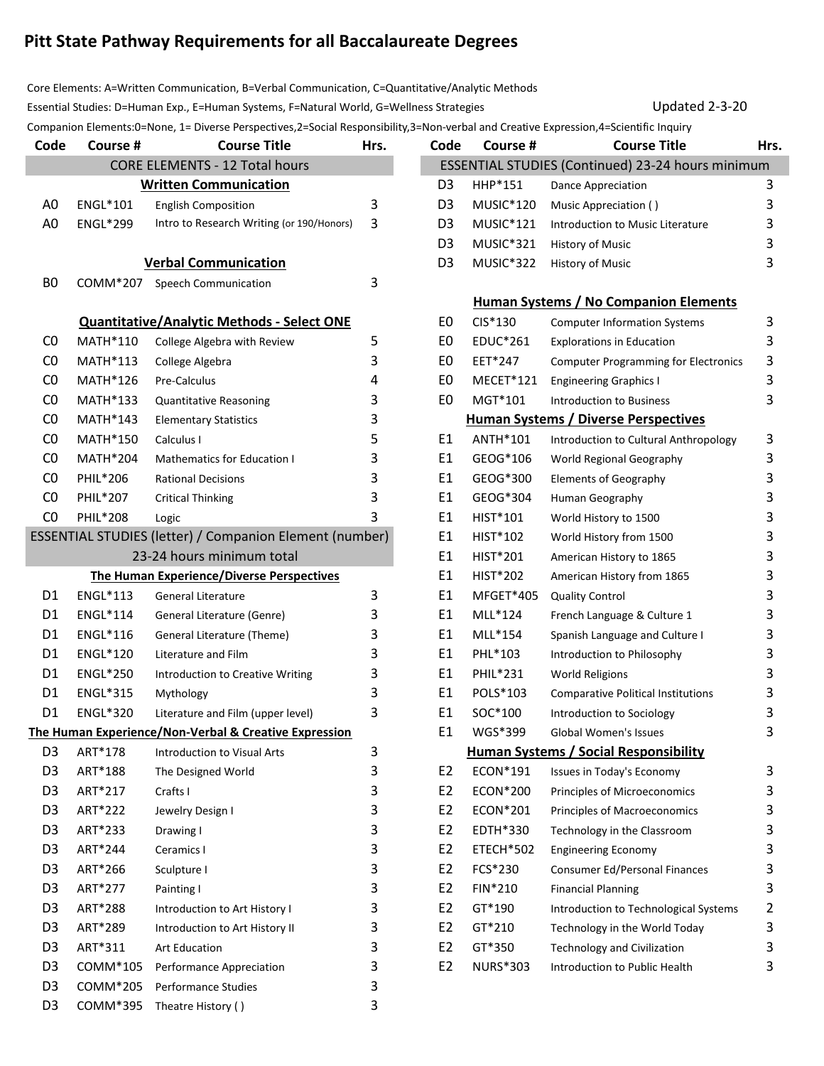# Pitt State Pathway Requirements for all Baccalaureate Degrees

Core Elements: A=Written Communication, B=Verbal Communication, C=Quantitative/Analytic Methods

Essential Studies: D=Human Exp., E=Human Systems, F=Natural World, G=Wellness Strategies

Updated 2-3-20

Companion Elements:0=None, 1= Diverse Perspectives,2=Social Responsibility,3=Non-verbal and Creative Expression,4=Scientific Inquiry

| Code | Course # | Course Title | Hrs. |
|---|---|---|---|
| **CORE ELEMENTS - 12 Total hours** | | | |
| **Written Communication** | | | |
| A0 | ENGL*101 | English Composition | 3 |
| A0 | ENGL*299 | Intro to Research Writing (or 190/Honors) | 3 |
| **Verbal Communication** | | | |
| B0 | COMM*207 | Speech Communication | 3 |
| **Quantitative/Analytic Methods - Select ONE** | | | |
| C0 | MATH*110 | College Algebra with Review | 5 |
| C0 | MATH*113 | College Algebra | 3 |
| C0 | MATH*126 | Pre-Calculus | 4 |
| C0 | MATH*133 | Quantitative Reasoning | 3 |
| C0 | MATH*143 | Elementary Statistics | 3 |
| C0 | MATH*150 | Calculus I | 5 |
| C0 | MATH*204 | Mathematics for Education I | 3 |
| C0 | PHIL*206 | Rational Decisions | 3 |
| C0 | PHIL*207 | Critical Thinking | 3 |
| C0 | PHIL*208 | Logic | 3 |
| **ESSENTIAL STUDIES (letter) / Companion Element (number) 23-24 hours minimum total** | | | |
| **The Human Experience/Diverse Perspectives** | | | |
| D1 | ENGL*113 | General Literature | 3 |
| D1 | ENGL*114 | General Literature (Genre) | 3 |
| D1 | ENGL*116 | General Literature (Theme) | 3 |
| D1 | ENGL*120 | Literature and Film | 3 |
| D1 | ENGL*250 | Introduction to Creative Writing | 3 |
| D1 | ENGL*315 | Mythology | 3 |
| D1 | ENGL*320 | Literature and Film (upper level) | 3 |
| **The Human Experience/Non-Verbal & Creative Expression** | | | |
| D3 | ART*178 | Introduction to Visual Arts | 3 |
| D3 | ART*188 | The Designed World | 3 |
| D3 | ART*217 | Crafts I | 3 |
| D3 | ART*222 | Jewelry Design I | 3 |
| D3 | ART*233 | Drawing I | 3 |
| D3 | ART*244 | Ceramics I | 3 |
| D3 | ART*266 | Sculpture I | 3 |
| D3 | ART*277 | Painting I | 3 |
| D3 | ART*288 | Introduction to Art History I | 3 |
| D3 | ART*289 | Introduction to Art History II | 3 |
| D3 | ART*311 | Art Education | 3 |
| D3 | COMM*105 | Performance Appreciation | 3 |
| D3 | COMM*205 | Performance Studies | 3 |
| D3 | COMM*395 | Theatre History ( ) | 3 |

| Code | Course # | Course Title | Hrs. |
|---|---|---|---|
| **ESSENTIAL STUDIES (Continued) 23-24 hours minimum** | | | |
| D3 | HHP*151 | Dance Appreciation | 3 |
| D3 | MUSIC*120 | Music Appreciation ( ) | 3 |
| D3 | MUSIC*121 | Introduction to Music Literature | 3 |
| D3 | MUSIC*321 | History of Music | 3 |
| D3 | MUSIC*322 | History of Music | 3 |
| **Human Systems / No Companion Elements** | | | |
| E0 | CIS*130 | Computer Information Systems | 3 |
| E0 | EDUC*261 | Explorations in Education | 3 |
| E0 | EET*247 | Computer Programming for Electronics | 3 |
| E0 | MECET*121 | Engineering Graphics I | 3 |
| E0 | MGT*101 | Introduction to Business | 3 |
| **Human Systems / Diverse Perspectives** | | | |
| E1 | ANTH*101 | Introduction to Cultural Anthropology | 3 |
| E1 | GEOG*106 | World Regional Geography | 3 |
| E1 | GEOG*300 | Elements of Geography | 3 |
| E1 | GEOG*304 | Human Geography | 3 |
| E1 | HIST*101 | World History to 1500 | 3 |
| E1 | HIST*102 | World History from 1500 | 3 |
| E1 | HIST*201 | American History to 1865 | 3 |
| E1 | HIST*202 | American History from 1865 | 3 |
| E1 | MFGET*405 | Quality Control | 3 |
| E1 | MLL*124 | French Language & Culture 1 | 3 |
| E1 | MLL*154 | Spanish Language and Culture I | 3 |
| E1 | PHL*103 | Introduction to Philosophy | 3 |
| E1 | PHIL*231 | World Religions | 3 |
| E1 | POLS*103 | Comparative Political Institutions | 3 |
| E1 | SOC*100 | Introduction to Sociology | 3 |
| E1 | WGS*399 | Global Women's Issues | 3 |
| **Human Systems / Social Responsibility** | | | |
| E2 | ECON*191 | Issues in Today's Economy | 3 |
| E2 | ECON*200 | Principles of Microeconomics | 3 |
| E2 | ECON*201 | Principles of Macroeconomics | 3 |
| E2 | EDTH*330 | Technology in the Classroom | 3 |
| E2 | ETECH*502 | Engineering Economy | 3 |
| E2 | FCS*230 | Consumer Ed/Personal Finances | 3 |
| E2 | FIN*210 | Financial Planning | 3 |
| E2 | GT*190 | Introduction to Technological Systems | 2 |
| E2 | GT*210 | Technology in the World Today | 3 |
| E2 | GT*350 | Technology and Civilization | 3 |
| E2 | NURS*303 | Introduction to Public Health | 3 |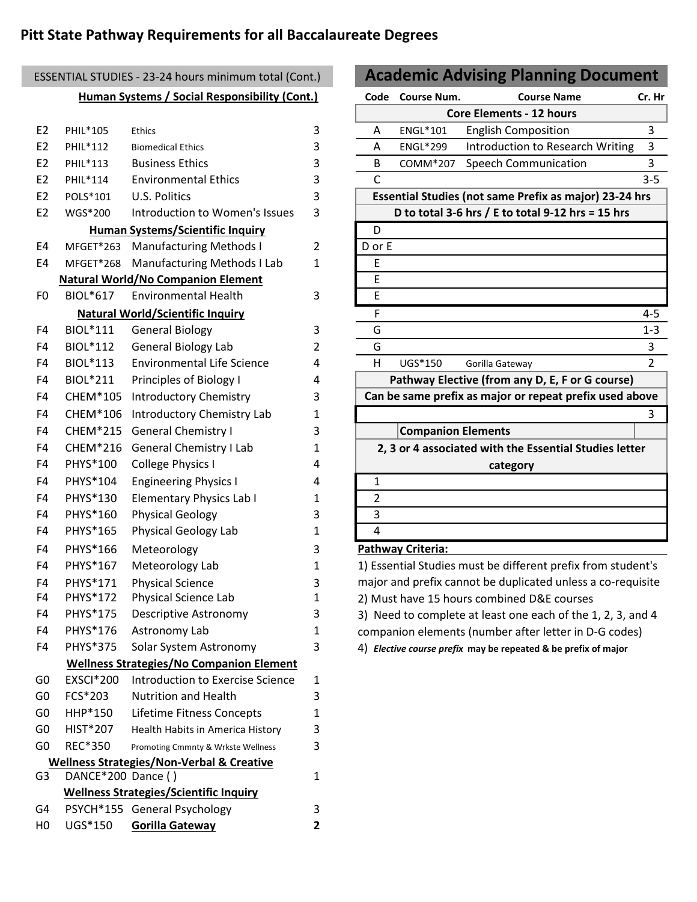# Pitt State Pathway Requirements for all Baccalaureate Degrees

## ESSENTIAL STUDIES - 23-24 hours minimum total (Cont.)

| | | | |
|---|---|---|---|
| | **Human Systems / Social Responsibility (Cont.)** | | |
| E2 | PHIL*105 | Ethics | 3 |
| E2 | PHIL*112 | Biomedical Ethics | 3 |
| E2 | PHIL*113 | Business Ethics | 3 |
| E2 | PHIL*114 | Environmental Ethics | 3 |
| E2 | POLS*101 | U.S. Politics | 3 |
| E2 | WGS*200 | Introduction to Women's Issues | 3 |
| | **Human Systems/Scientific Inquiry** | | |
| E4 | MFGET*263 | Manufacturing Methods I | 2 |
| E4 | MFGET*268 | Manufacturing Methods I Lab | 1 |
| | **Natural World/No Companion Element** | | |
| F0 | BIOL*617 | Environmental Health | 3 |
| | **Natural World/Scientific Inquiry** | | |
| F4 | BIOL*111 | General Biology | 3 |
| F4 | BIOL*112 | General Biology Lab | 2 |
| F4 | BIOL*113 | Environmental Life Science | 4 |
| F4 | BIOL*211 | Principles of Biology I | 4 |
| F4 | CHEM*105 | Introductory Chemistry | 3 |
| F4 | CHEM*106 | Introductory Chemistry Lab | 1 |
| F4 | CHEM*215 | General Chemistry I | 3 |
| F4 | CHEM*216 | General Chemistry I Lab | 1 |
| F4 | PHYS*100 | College Physics I | 4 |
| F4 | PHYS*104 | Engineering Physics I | 4 |
| F4 | PHYS*130 | Elementary Physics Lab I | 1 |
| F4 | PHYS*160 | Physical Geology | 3 |
| F4 | PHYS*165 | Physical Geology Lab | 1 |
| F4 | PHYS*166 | Meteorology | 3 |
| F4 | PHYS*167 | Meteorology Lab | 1 |
| F4 | PHYS*171 | Physical Science | 3 |
| F4 | PHYS*172 | Physical Science Lab | 1 |
| F4 | PHYS*175 | Descriptive Astronomy | 3 |
| F4 | PHYS*176 | Astronomy Lab | 1 |
| F4 | PHYS*375 | Solar System Astronomy | 3 |
| | **Wellness Strategies/No Companion Element** | | |
| G0 | EXSCI*200 | Introduction to Exercise Science | 1 |
| G0 | FCS*203 | Nutrition and Health | 3 |
| G0 | HHP*150 | Lifetime Fitness Concepts | 1 |
| G0 | HIST*207 | Health Habits in America History | 3 |
| G0 | REC*350 | Promoting Cmmnty & Wrkste Wellness | 3 |
| | **Wellness Strategies/Non-Verbal & Creative** | | |
| G3 | DANCE*200 | Dance ( ) | 1 |
| | **Wellness Strategies/Scientific Inquiry** | | |
| G4 | PSYCH*155 | General Psychology | 3 |
| H0 | UGS*150 | **Gorilla Gateway** | **2** |

## Academic Advising Planning Document

| Code | Course Num. | Course Name | Cr. Hr |
|---|---|---|---|
| **Core Elements - 12 hours** | | | |
| A | ENGL*101 | English Composition | 3 |
| A | ENGL*299 | Introduction to Research Writing | 3 |
| B | COMM*207 | Speech Communication | 3 |
| C | | | 3-5 |
| **Essential Studies (not same Prefix as major) 23-24 hrs** | | | |
| **D to total 3-6 hrs / E to total 9-12 hrs = 15 hrs** | | | |
| D | | | |
| D or E | | | |
| E | | | |
| E | | | |
| E | | | |
| F | | | 4-5 |
| G | | | 1-3 |
| G | | | 3 |
| H | UGS*150 | Gorilla Gateway | 2 |
| **Pathway Elective (from any D, E, F or G course)** | | | |
| **Can be same prefix as major or repeat prefix used above** | | | |
| | | | 3 |
| | **Companion Elements** | | |
| **2, 3 or 4 associated with the Essential Studies letter category** | | | |
| 1 | | | |
| 2 | | | |
| 3 | | | |
| 4 | | | |

**Pathway Criteria:**

1) Essential Studies must be different prefix from student's major and prefix cannot be duplicated unless a co-requisite
2) Must have 15 hours combined D&E courses
3) Need to complete at least one each of the 1, 2, 3, and 4 companion elements (number after letter in D-G codes)
4) ***Elective course prefix*** **may be repeated & be prefix of major**